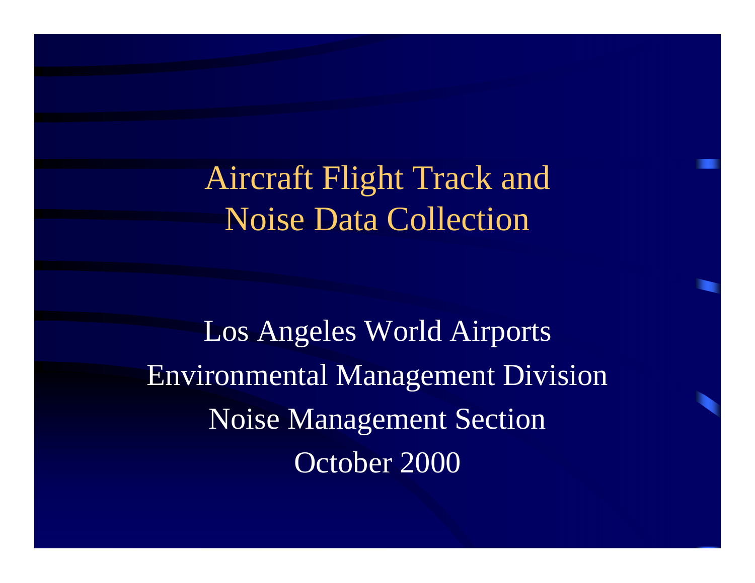# Aircraft Flight Track and Noise Data Collection

Los Angeles World Airports

Environmental Management Division

Noise Management Section

October 2000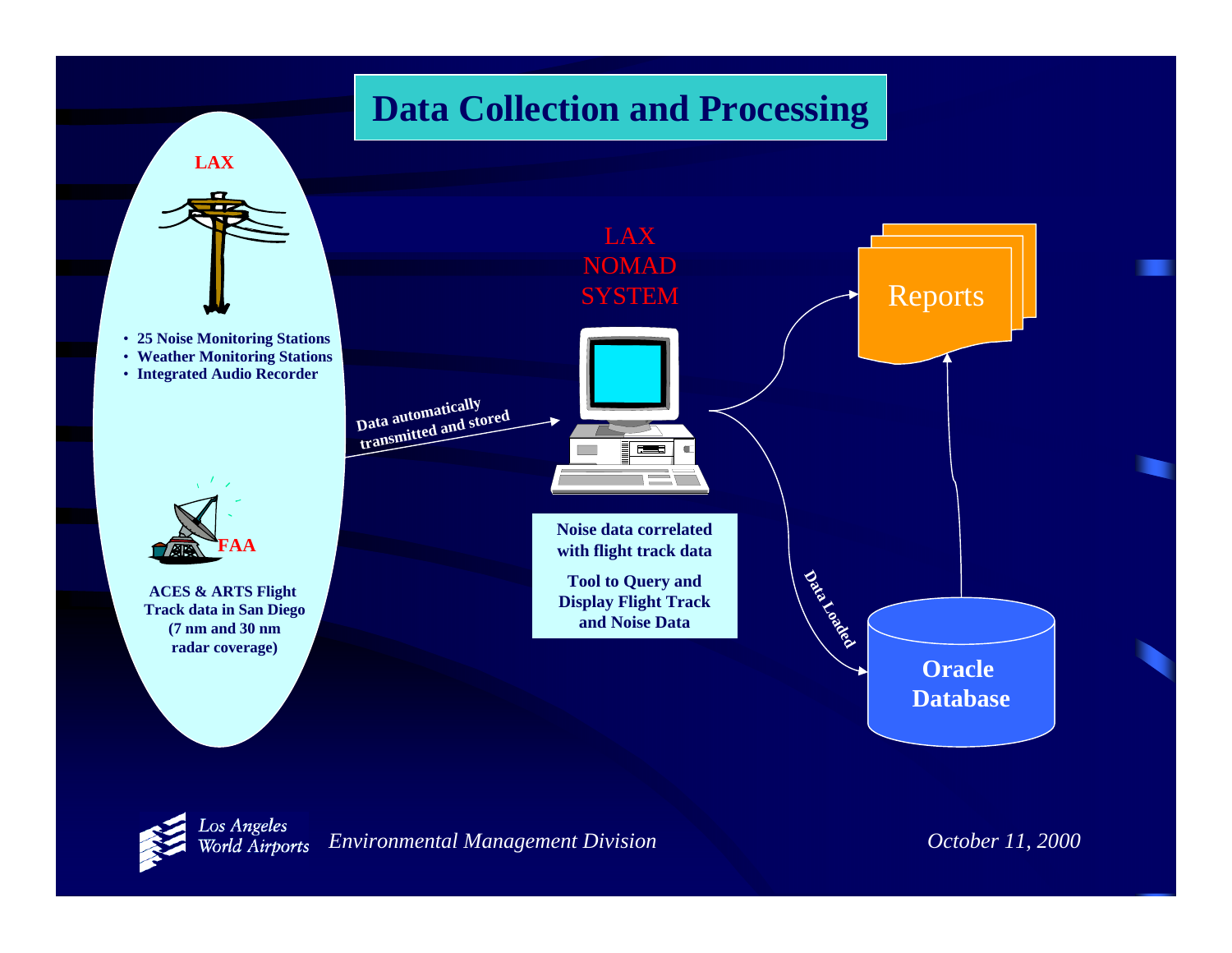# Data Collection and Processing

**LAX**

- **25 Noise Monitoring Stations**
- **Weather Monitoring Stations**
- **Integrated Audio Recorder**

**FAA**

**ACES & ARTS Flight Track data in San Diego (7 nm and 30 nm radar coverage)**

**Data automatically transmitted and stored**

LAX NOMAD SYSTEM

**Noise data correlated with flight track data**

**Tool to Query and Display Flight Track and Noise Data**

Reports

**Data Loaded**

**Oracle Database**

Los Angeles World Airports

*Environmental Management Division*

*October 11, 2000*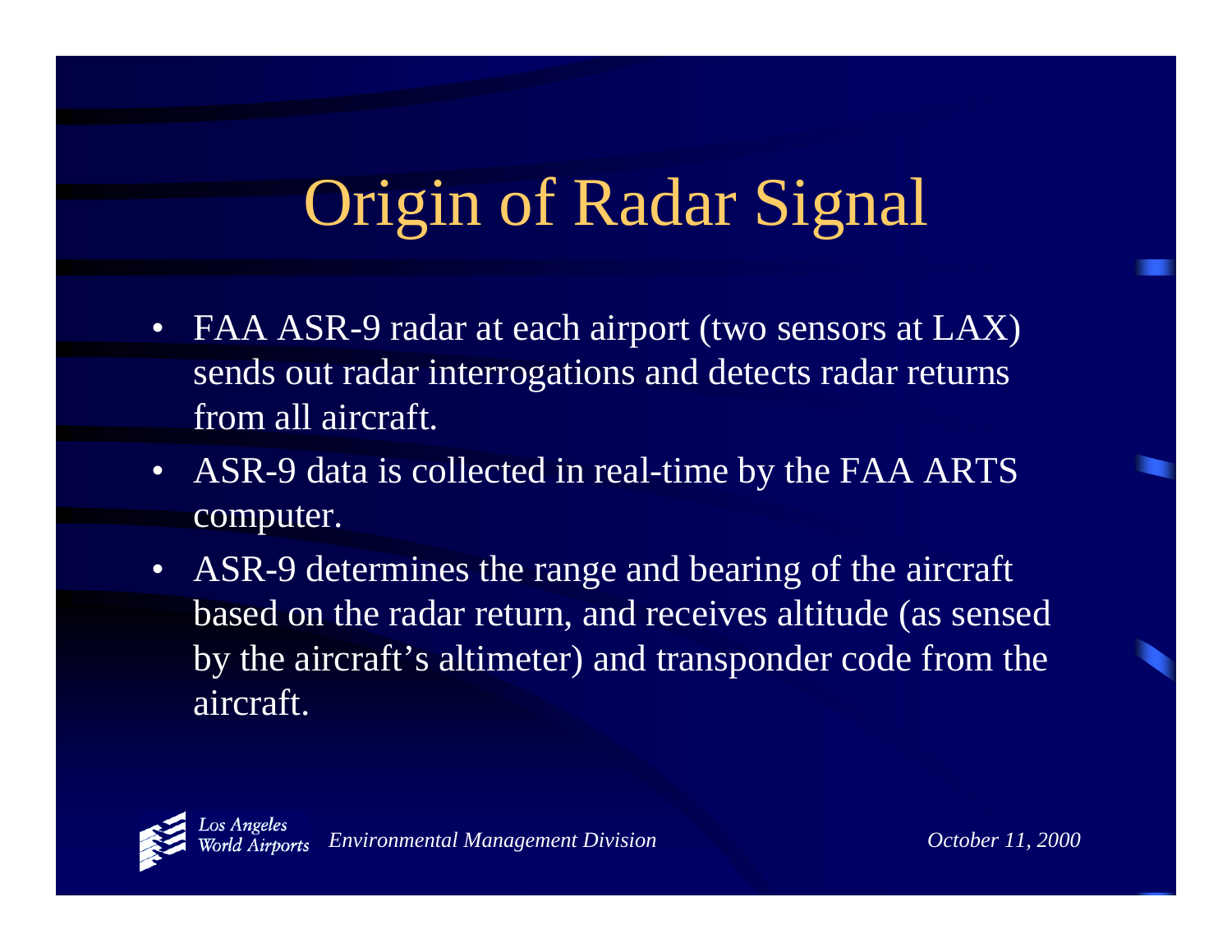# Origin of Radar Signal

- FAA ASR-9 radar at each airport (two sensors at LAX) sends out radar interrogations and detects radar returns from all aircraft.
- ASR-9 data is collected in real-time by the FAA ARTS computer.
- ASR-9 determines the range and bearing of the aircraft based on the radar return, and receives altitude (as sensed by the aircraft's altimeter) and transponder code from the aircraft.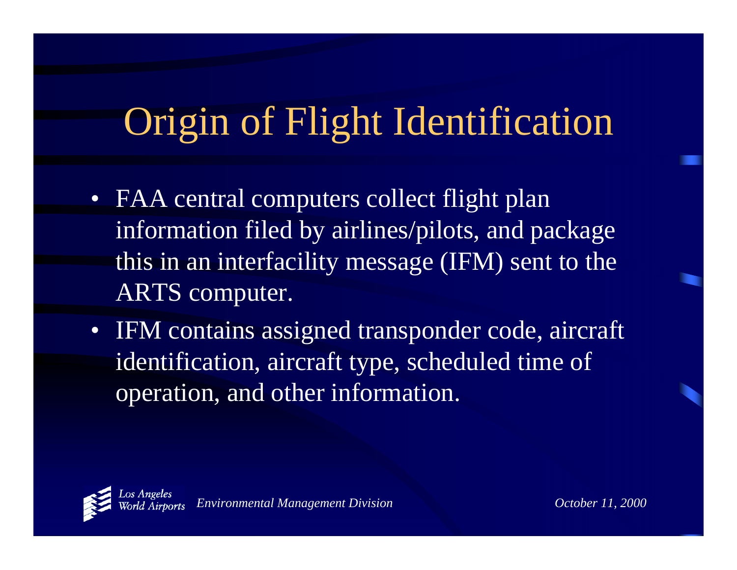# Origin of Flight Identification

- FAA central computers collect flight plan information filed by airlines/pilots, and package this in an interfacility message (IFM) sent to the ARTS computer.
- IFM contains assigned transponder code, aircraft identification, aircraft type, scheduled time of operation, and other information.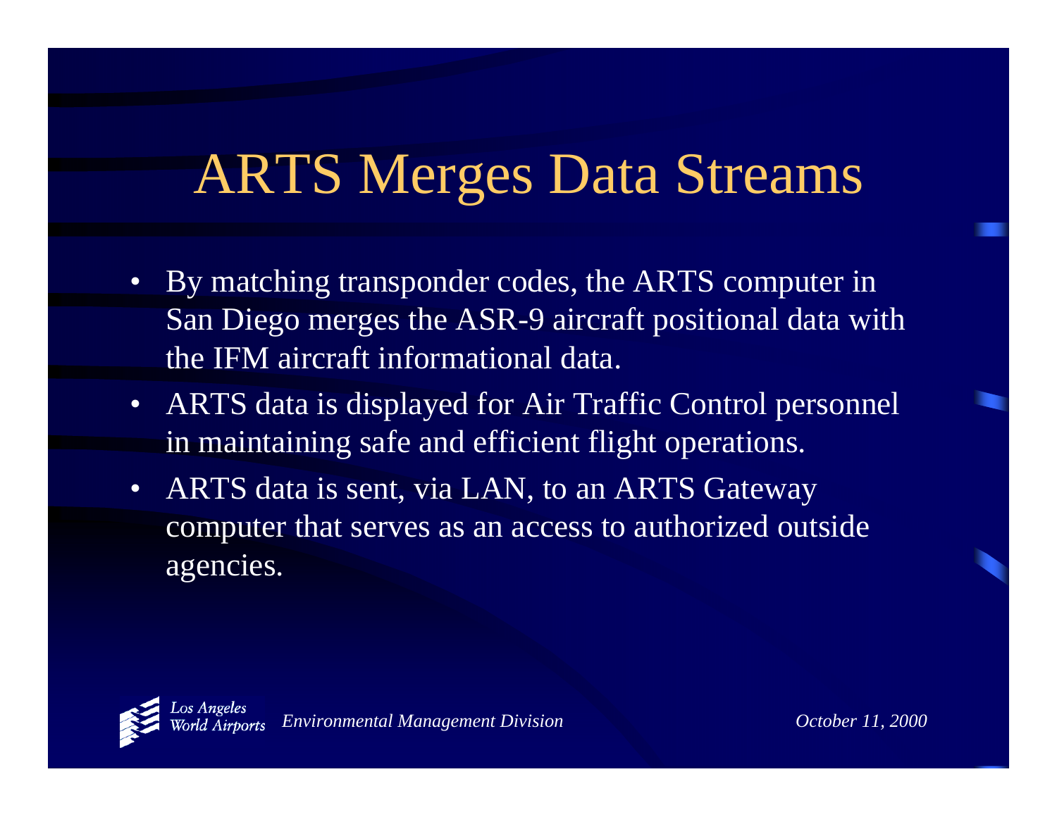# ARTS Merges Data Streams

- By matching transponder codes, the ARTS computer in San Diego merges the ASR-9 aircraft positional data with the IFM aircraft informational data.
- ARTS data is displayed for Air Traffic Control personnel in maintaining safe and efficient flight operations.
- ARTS data is sent, via LAN, to an ARTS Gateway computer that serves as an access to authorized outside agencies.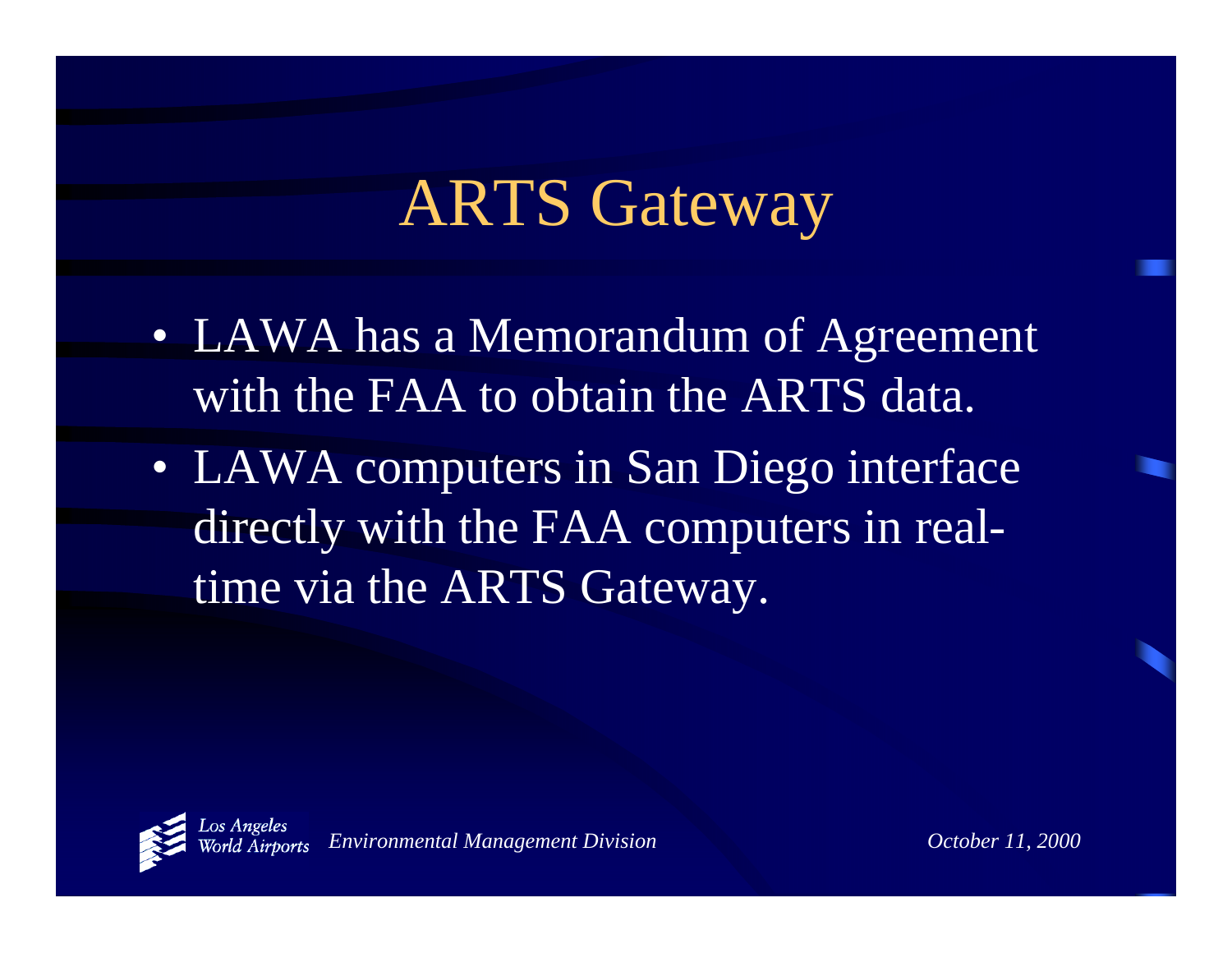# ARTS Gateway

- LAWA has a Memorandum of Agreement with the FAA to obtain the ARTS data.
- LAWA computers in San Diego interface directly with the FAA computers in real-time via the ARTS Gateway.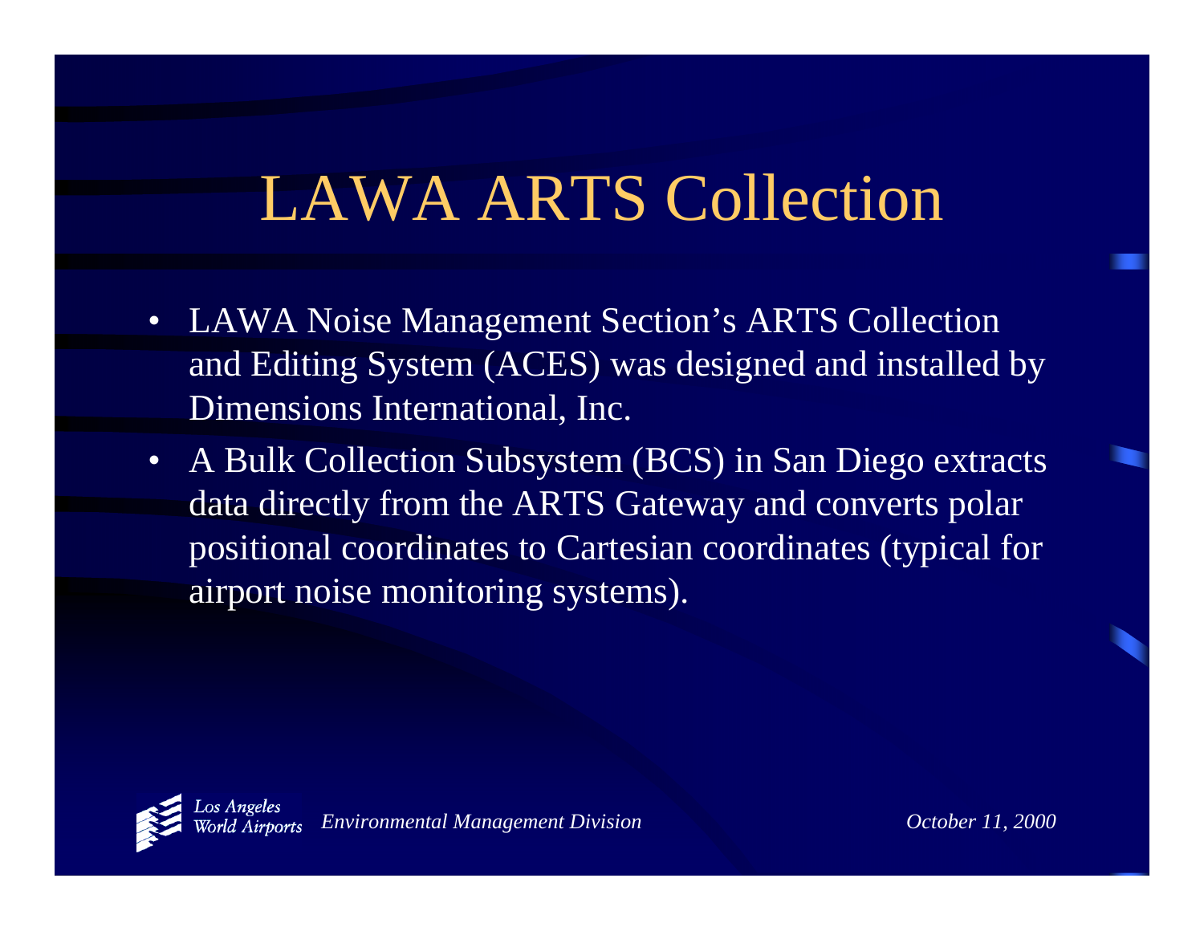# LAWA ARTS Collection

- LAWA Noise Management Section's ARTS Collection and Editing System (ACES) was designed and installed by Dimensions International, Inc.
- A Bulk Collection Subsystem (BCS) in San Diego extracts data directly from the ARTS Gateway and converts polar positional coordinates to Cartesian coordinates (typical for airport noise monitoring systems).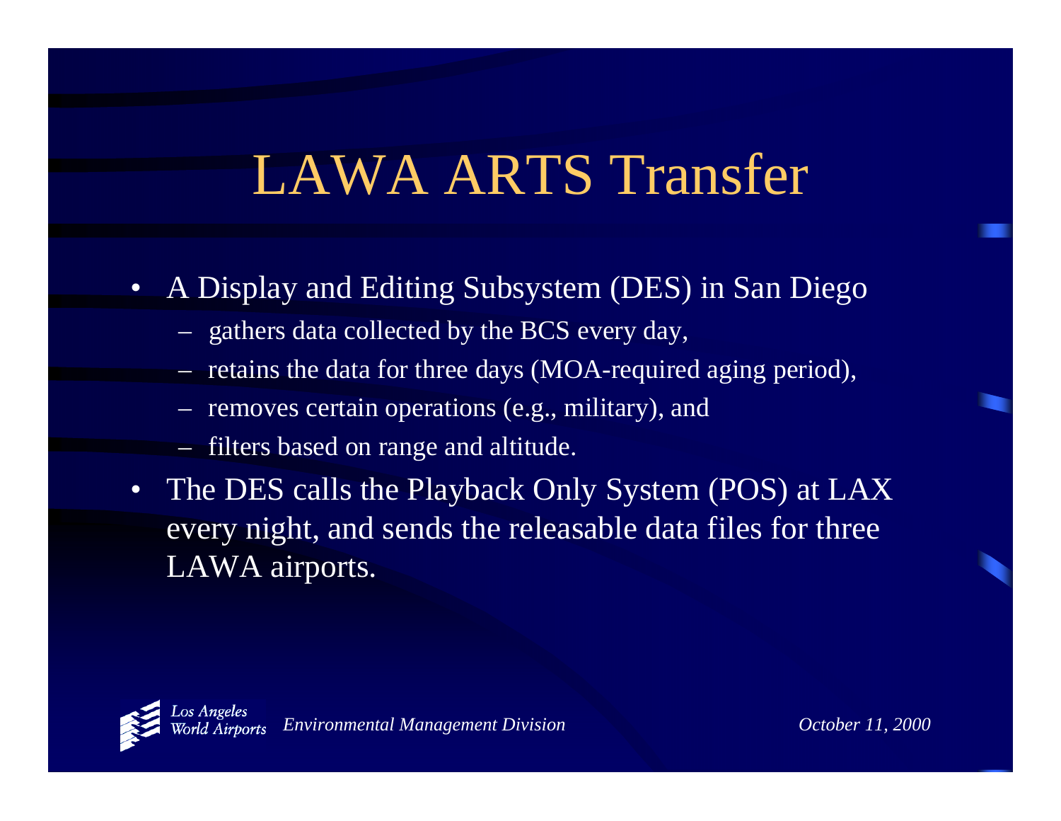# LAWA ARTS Transfer

- A Display and Editing Subsystem (DES) in San Diego
  - gathers data collected by the BCS every day,
  - retains the data for three days (MOA-required aging period),
  - removes certain operations (e.g., military), and
  - filters based on range and altitude.
- The DES calls the Playback Only System (POS) at LAX every night, and sends the releasable data files for three LAWA airports.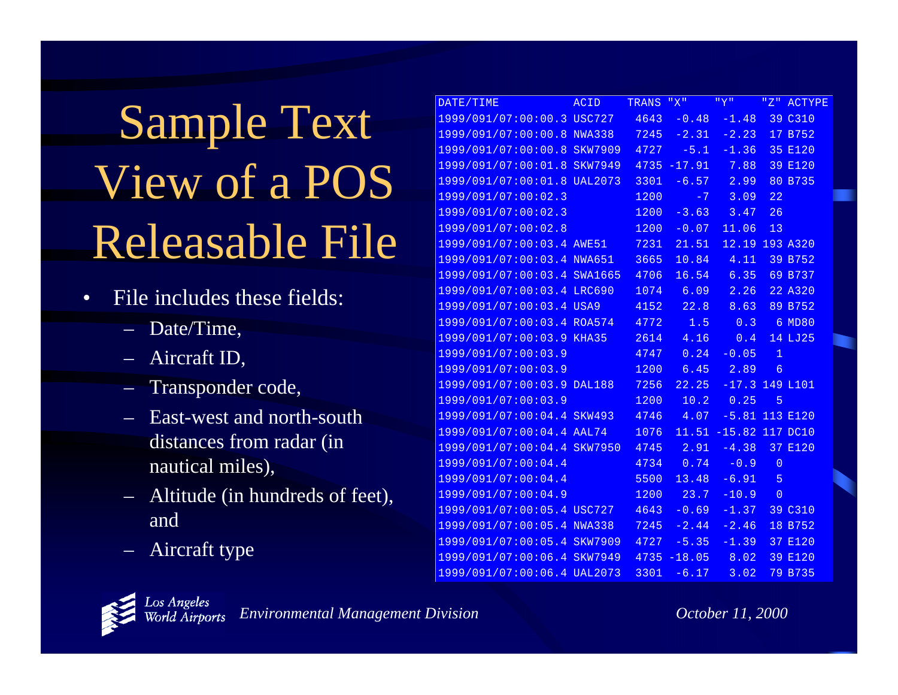# Sample Text View of a POS Releasable File

- File includes these fields:
  - Date/Time,
  - Aircraft ID,
  - Transponder code,
  - East-west and north-south distances from radar (in nautical miles),
  - Altitude (in hundreds of feet), and
  - Aircraft type

| DATE/TIME | ACID | TRANS | "X" | "Y" | "Z" | ACTYPE |
|---|---|---|---|---|---|---|
| 1999/091/07:00:00.3 | USC727 | 4643 | -0.48 | -1.48 | 39 | C310 |
| 1999/091/07:00:00.8 | NWA338 | 7245 | -2.31 | -2.23 | 17 | B752 |
| 1999/091/07:00:00.8 | SKW7909 | 4727 | -5.1 | -1.36 | 35 | E120 |
| 1999/091/07:00:01.8 | SKW7949 | 4735 | -17.91 | 7.88 | 39 | E120 |
| 1999/091/07:00:01.8 | UAL2073 | 3301 | -6.57 | 2.99 | 80 | B735 |
| 1999/091/07:00:02.3 | | 1200 | -7 | 3.09 | 22 | |
| 1999/091/07:00:02.3 | | 1200 | -3.63 | 3.47 | 26 | |
| 1999/091/07:00:02.8 | | 1200 | -0.07 | 11.06 | 13 | |
| 1999/091/07:00:03.4 | AWE51 | 7231 | 21.51 | 12.19 | 193 | A320 |
| 1999/091/07:00:03.4 | NWA651 | 3665 | 10.84 | 4.11 | 39 | B752 |
| 1999/091/07:00:03.4 | SWA1665 | 4706 | 16.54 | 6.35 | 69 | B737 |
| 1999/091/07:00:03.4 | LRC690 | 1074 | 6.09 | 2.26 | 22 | A320 |
| 1999/091/07:00:03.4 | USA9 | 4152 | 22.8 | 8.63 | 89 | B752 |
| 1999/091/07:00:03.4 | ROA574 | 4772 | 1.5 | 0.3 | 6 | MD80 |
| 1999/091/07:00:03.9 | KHA35 | 2614 | 4.16 | 0.4 | 14 | LJ25 |
| 1999/091/07:00:03.9 | | 4747 | 0.24 | -0.05 | 1 | |
| 1999/091/07:00:03.9 | | 1200 | 6.45 | 2.89 | 6 | |
| 1999/091/07:00:03.9 | DAL188 | 7256 | 22.25 | -17.3 | 149 | L101 |
| 1999/091/07:00:03.9 | | 1200 | 10.2 | 0.25 | 5 | |
| 1999/091/07:00:04.4 | SKW493 | 4746 | 4.07 | -5.81 | 113 | E120 |
| 1999/091/07:00:04.4 | AAL74 | 1076 | 11.51 | -15.82 | 117 | DC10 |
| 1999/091/07:00:04.4 | SKW7950 | 4745 | 2.91 | -4.38 | 37 | E120 |
| 1999/091/07:00:04.4 | | 4734 | 0.74 | -0.9 | 0 | |
| 1999/091/07:00:04.4 | | 5500 | 13.48 | -6.91 | 5 | |
| 1999/091/07:00:04.9 | | 1200 | 23.7 | -10.9 | 0 | |
| 1999/091/07:00:05.4 | USC727 | 4643 | -0.69 | -1.37 | 39 | C310 |
| 1999/091/07:00:05.4 | NWA338 | 7245 | -2.44 | -2.46 | 18 | B752 |
| 1999/091/07:00:05.4 | SKW7909 | 4727 | -5.35 | -1.39 | 37 | E120 |
| 1999/091/07:00:06.4 | SKW7949 | 4735 | -18.05 | 8.02 | 39 | E120 |
| 1999/091/07:00:06.4 | UAL2073 | 3301 | -6.17 | 3.02 | 79 | B735 |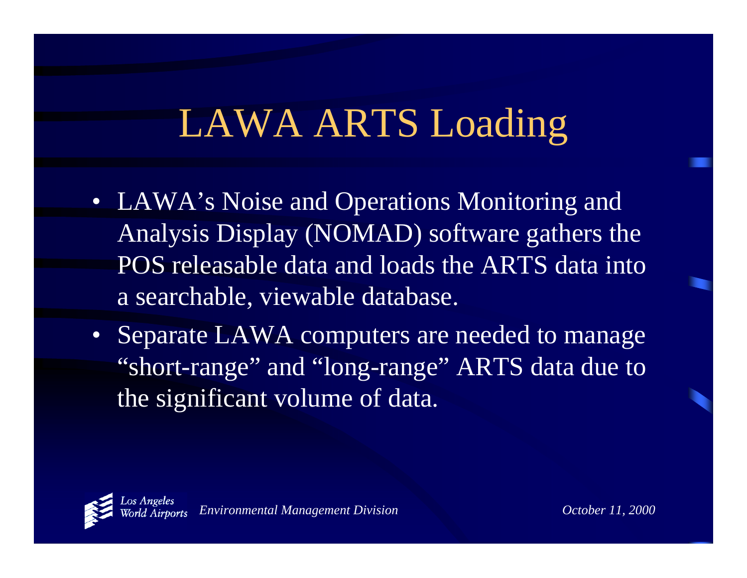# LAWA ARTS Loading

- LAWA's Noise and Operations Monitoring and Analysis Display (NOMAD) software gathers the POS releasable data and loads the ARTS data into a searchable, viewable database.
- Separate LAWA computers are needed to manage "short-range" and "long-range" ARTS data due to the significant volume of data.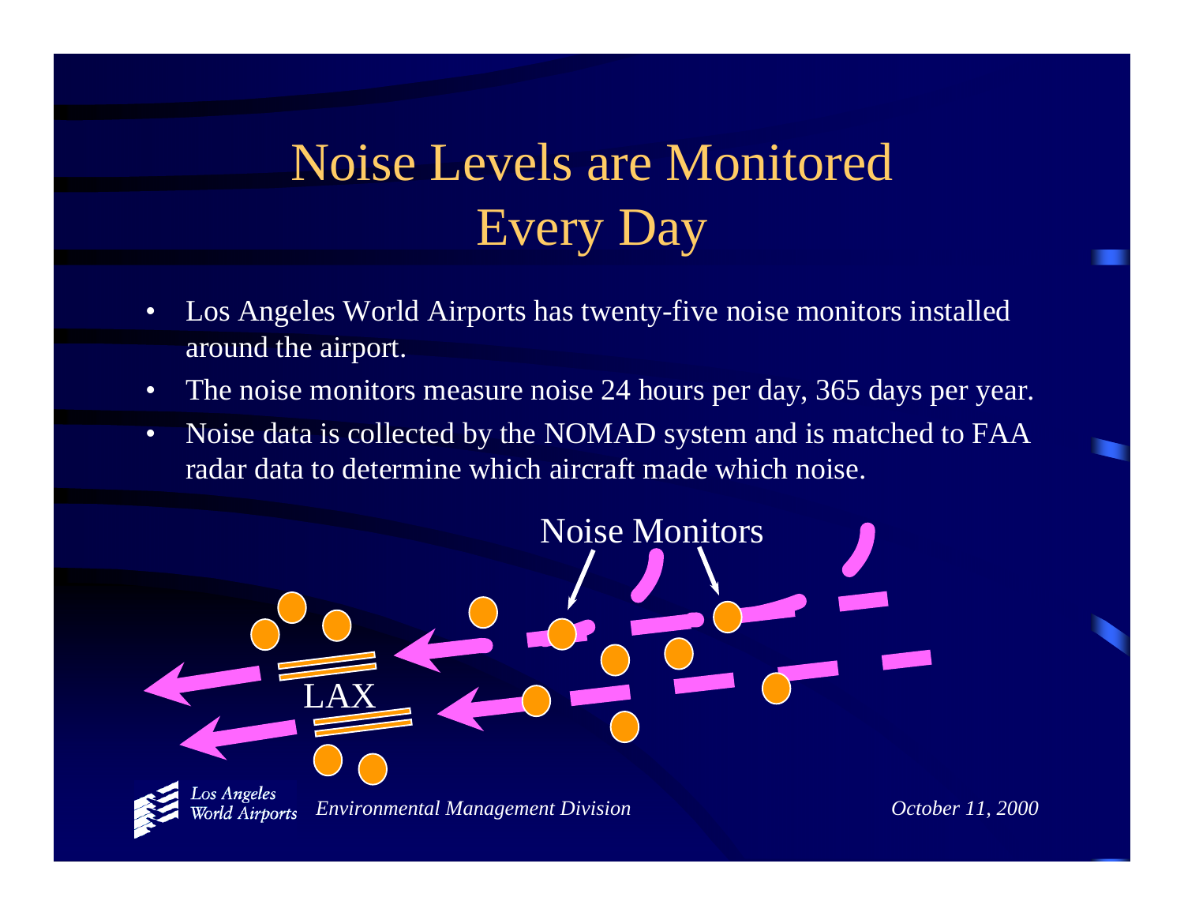# Noise Levels are Monitored Every Day

- Los Angeles World Airports has twenty-five noise monitors installed around the airport.
- The noise monitors measure noise 24 hours per day, 365 days per year.
- Noise data is collected by the NOMAD system and is matched to FAA radar data to determine which aircraft made which noise.

Noise Monitors

LAX

*Los Angeles World Airports* *Environmental Management Division* *October 11, 2000*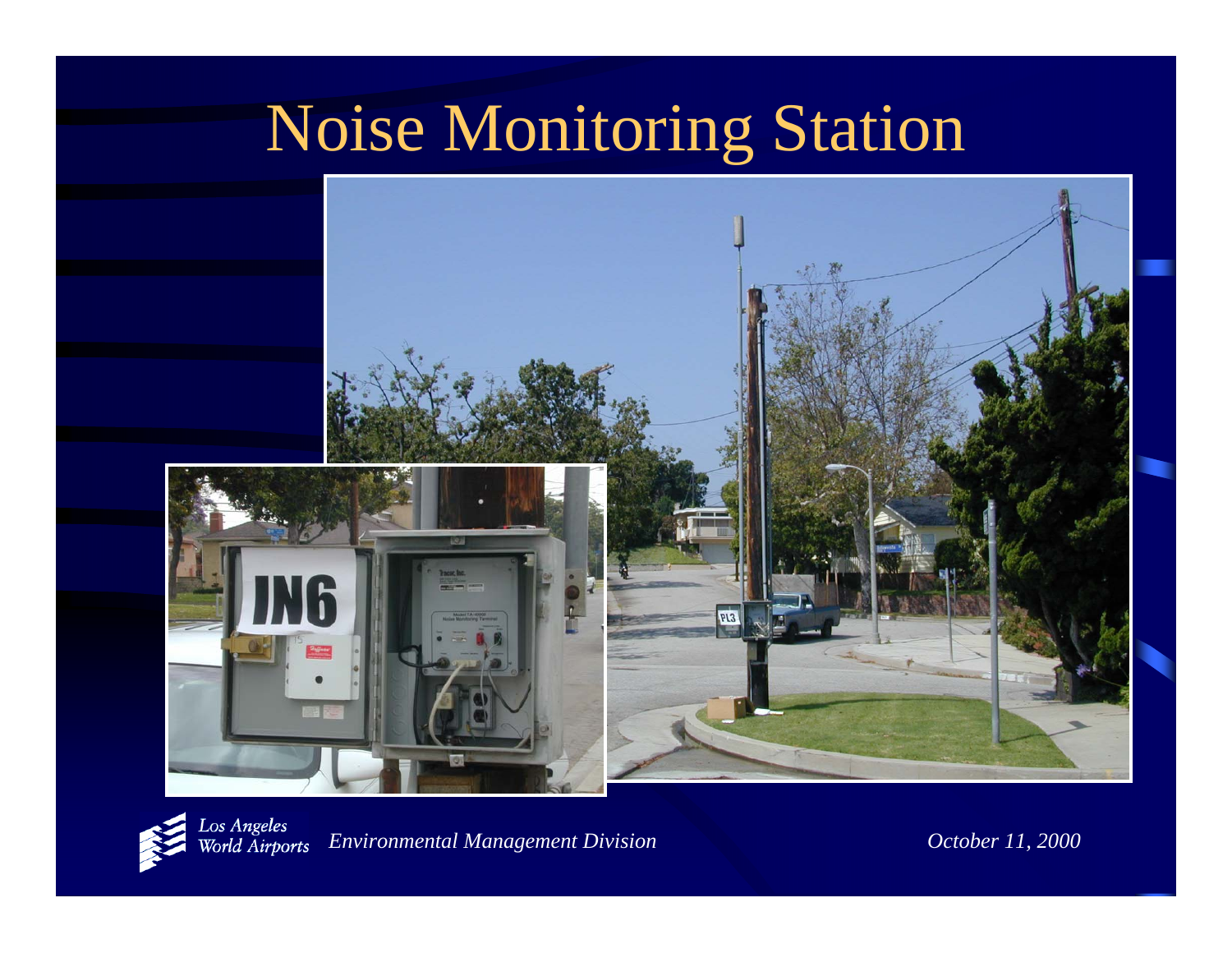# Noise Monitoring Station

*Los Angeles World Airports* *Environmental Management Division* *October 11, 2000*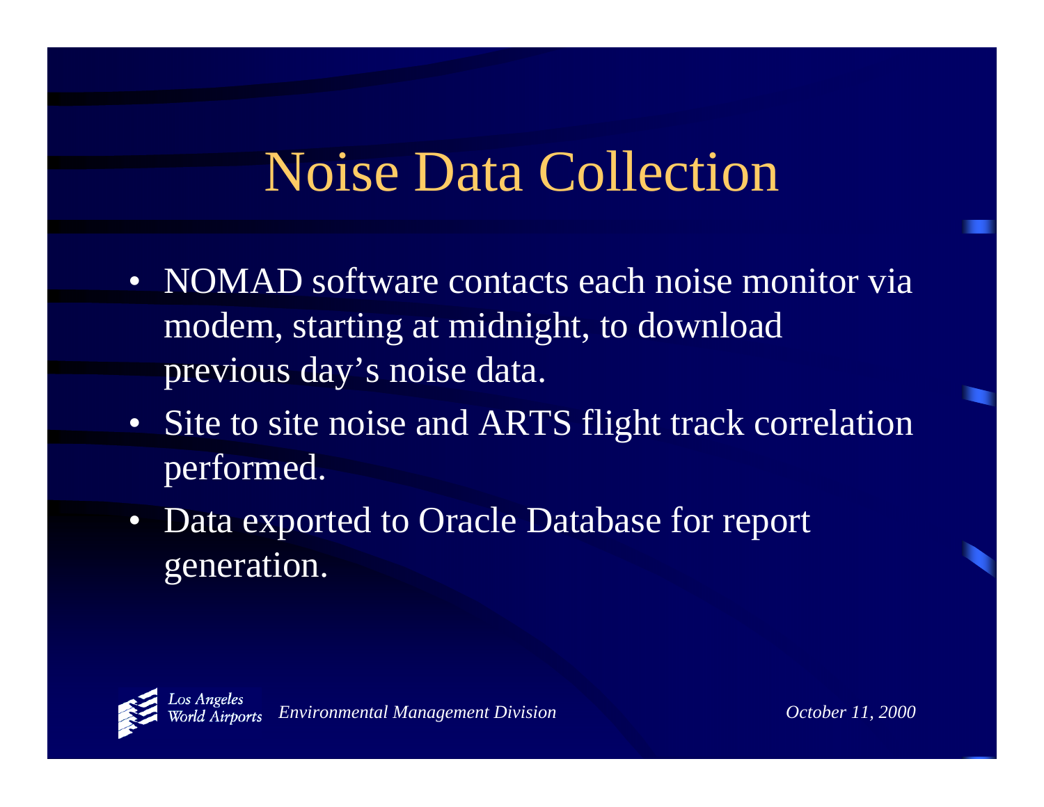# Noise Data Collection

- NOMAD software contacts each noise monitor via modem, starting at midnight, to download previous day's noise data.
- Site to site noise and ARTS flight track correlation performed.
- Data exported to Oracle Database for report generation.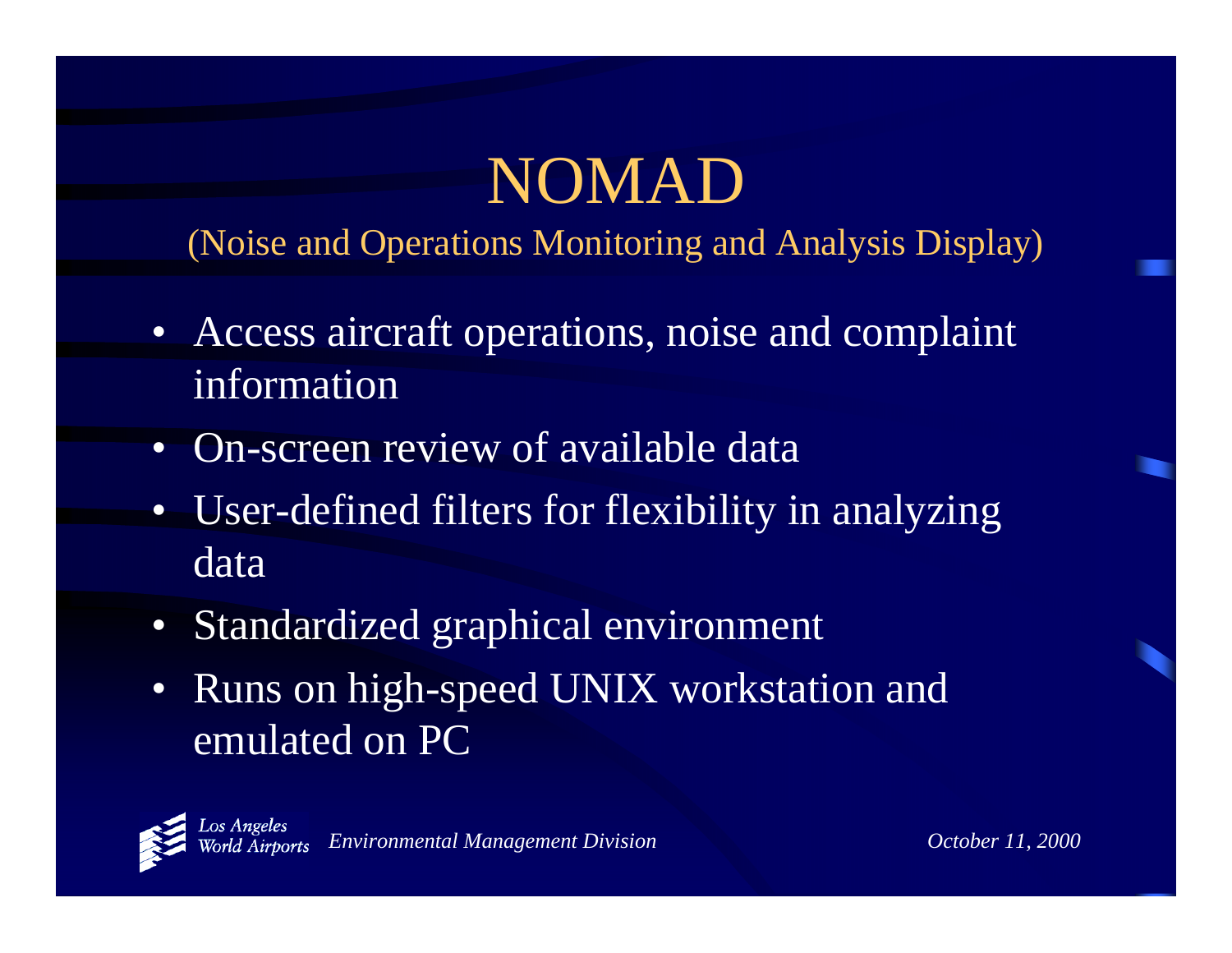# NOMAD

(Noise and Operations Monitoring and Analysis Display)

- Access aircraft operations, noise and complaint information
- On-screen review of available data
- User-defined filters for flexibility in analyzing data
- Standardized graphical environment
- Runs on high-speed UNIX workstation and emulated on PC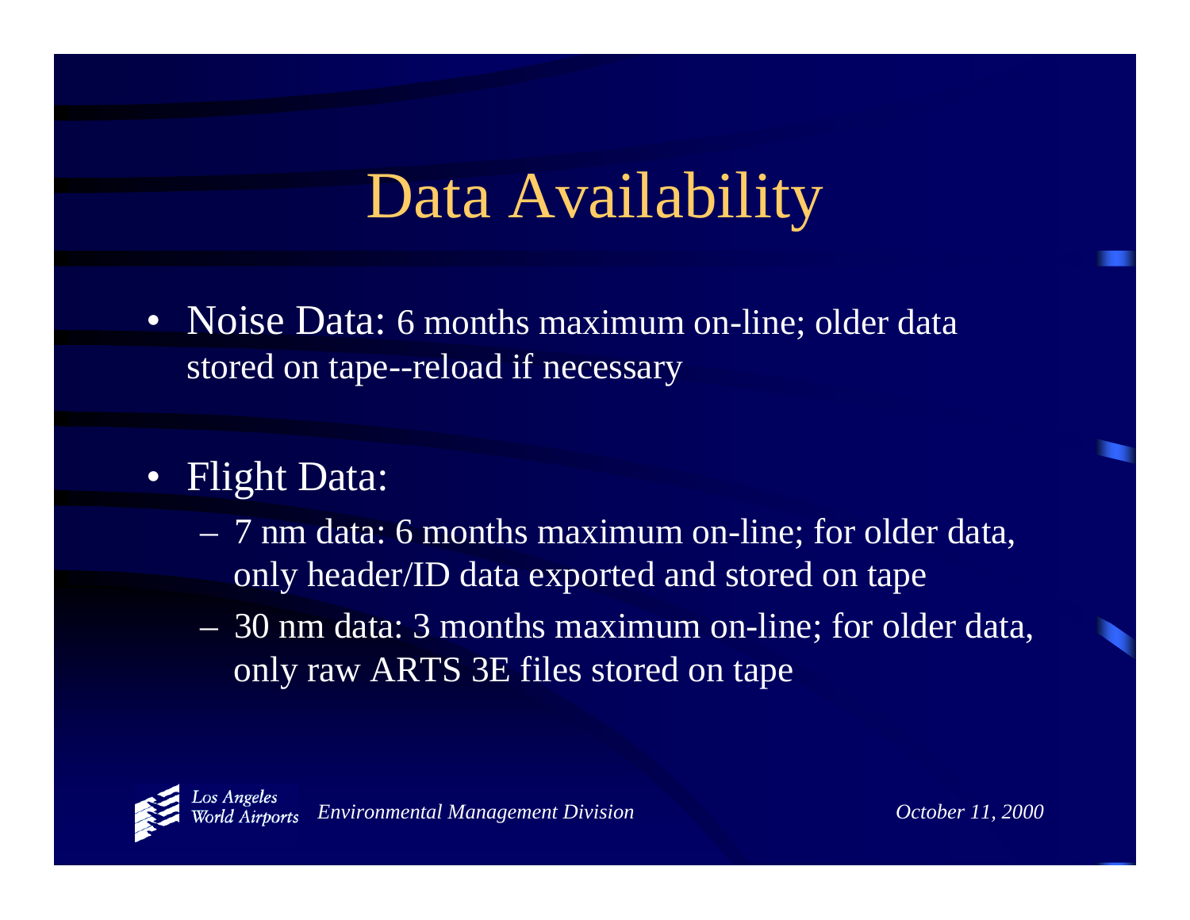# Data Availability

- Noise Data: 6 months maximum on-line; older data stored on tape--reload if necessary
- Flight Data:
  - 7 nm data: 6 months maximum on-line; for older data, only header/ID data exported and stored on tape
  - 30 nm data: 3 months maximum on-line; for older data, only raw ARTS 3E files stored on tape

*Los Angeles World Airports* — *Environmental Management Division* — *October 11, 2000*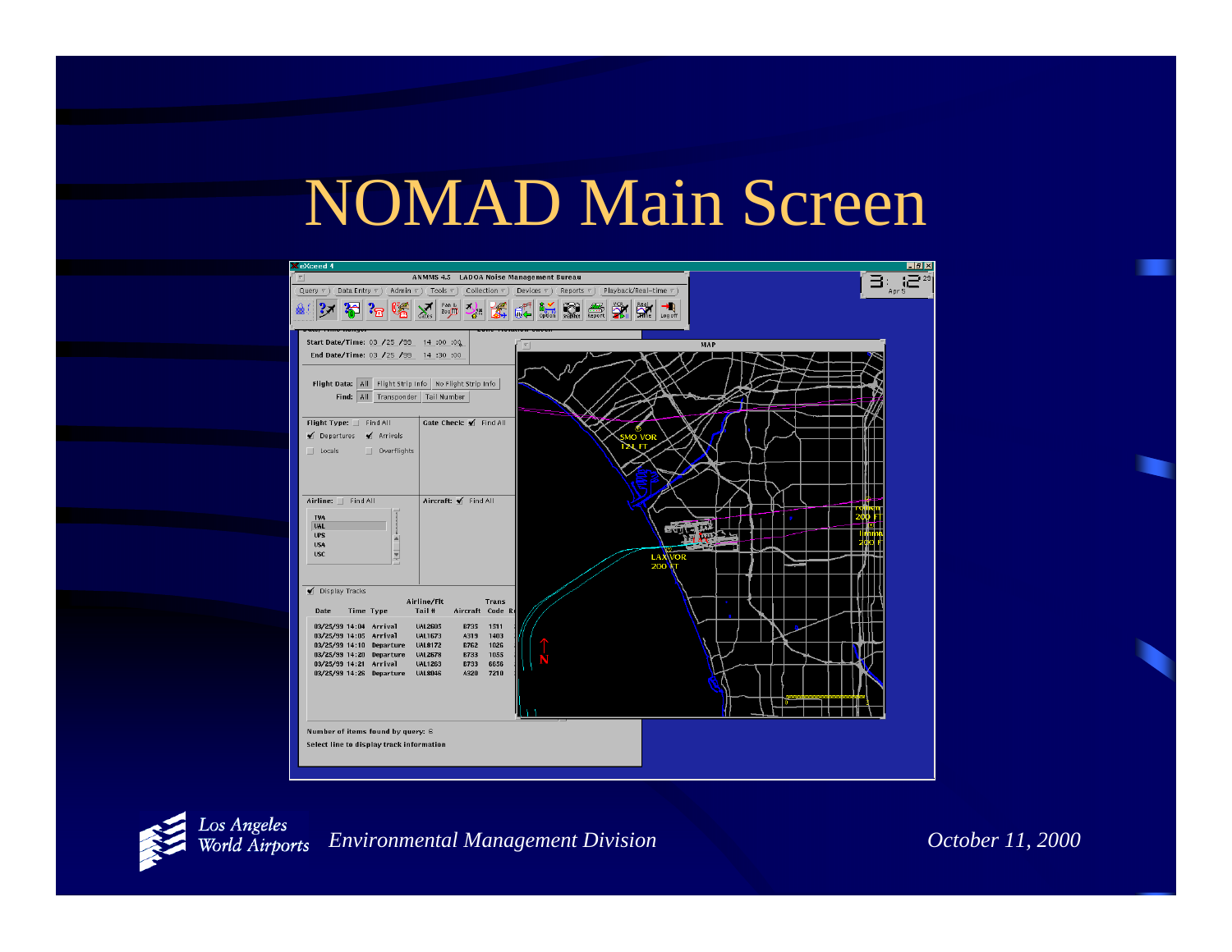# NOMAD Main Screen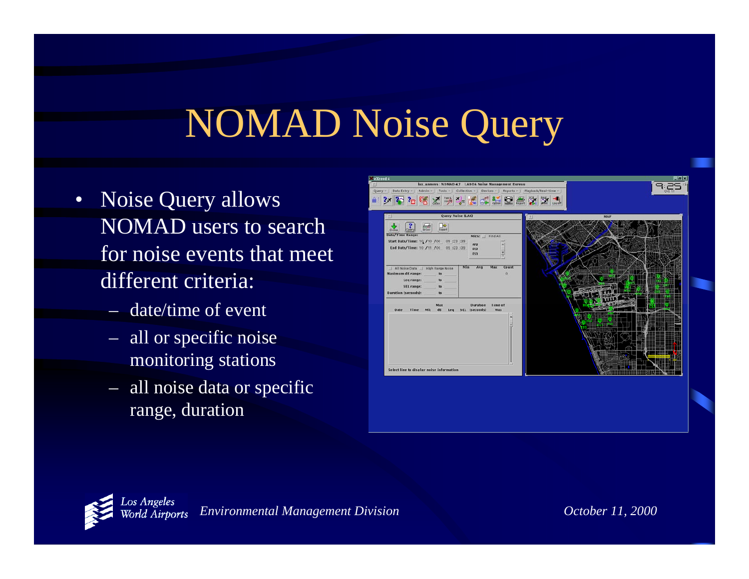# NOMAD Noise Query

- Noise Query allows NOMAD users to search for noise events that meet different criteria:
  - date/time of event
  - all or specific noise monitoring stations
  - all noise data or specific range, duration

*Los Angeles World Airports* *Environmental Management Division* *October 11, 2000*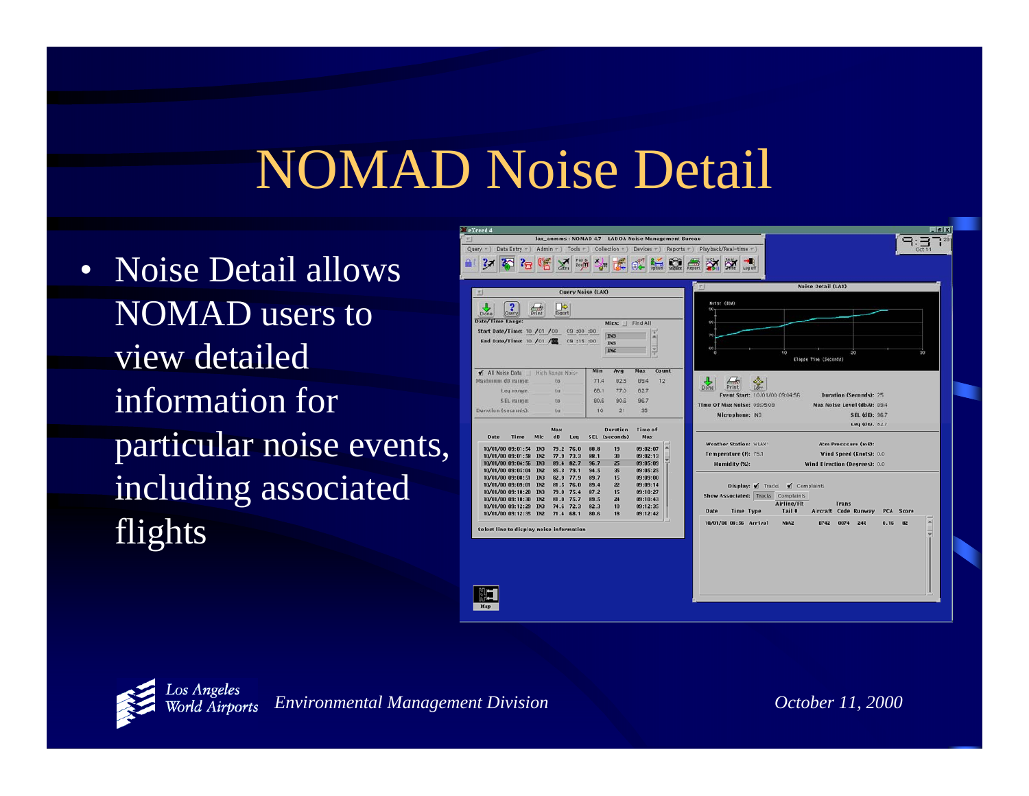# NOMAD Noise Detail

- Noise Detail allows NOMAD users to view detailed information for particular noise events, including associated flights

*Los Angeles World Airports* *Environmental Management Division* *October 11, 2000*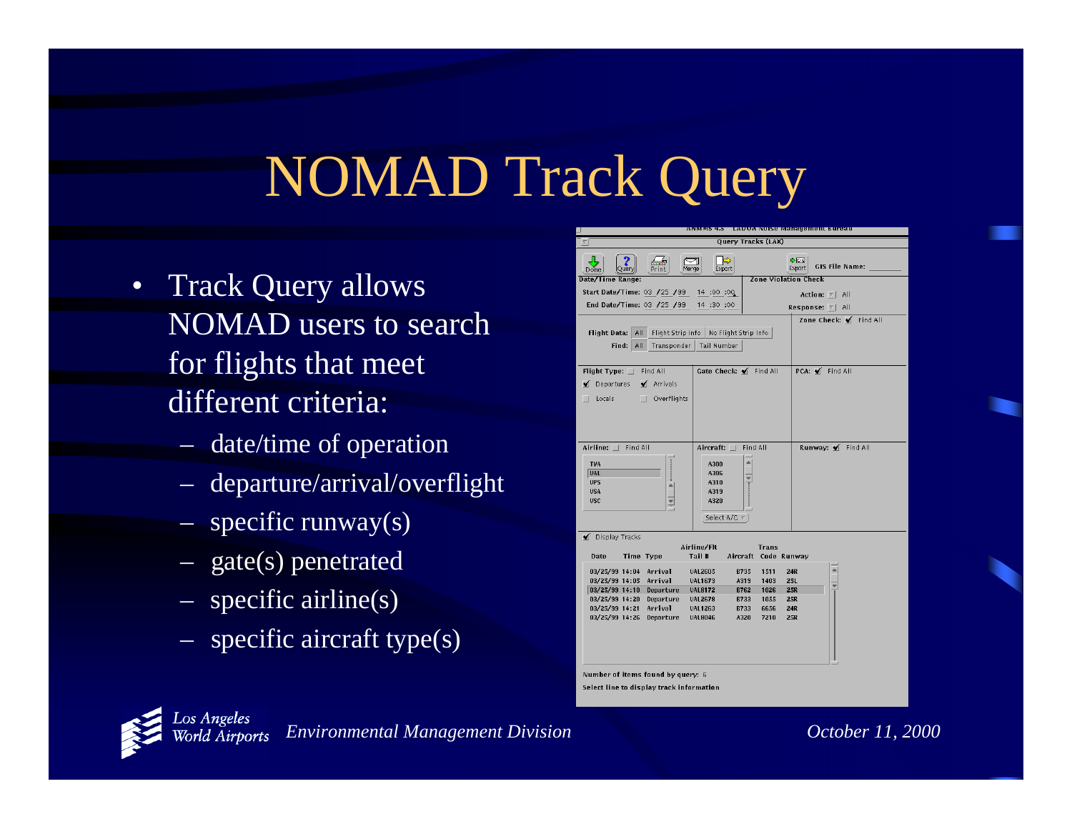# NOMAD Track Query

- Track Query allows NOMAD users to search for flights that meet different criteria:
  - date/time of operation
  - departure/arrival/overflight
  - specific runway(s)
  - gate(s) penetrated
  - specific airline(s)
  - specific aircraft type(s)

*Los Angeles World Airports* *Environmental Management Division* *October 11, 2000*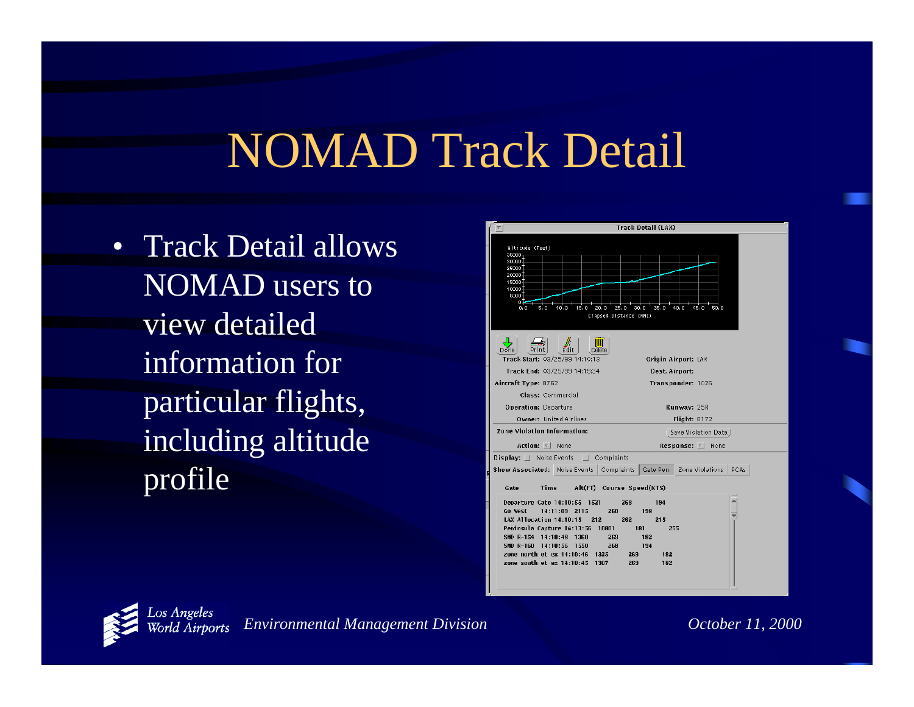# NOMAD Track Detail

- Track Detail allows NOMAD users to view detailed information for particular flights, including altitude profile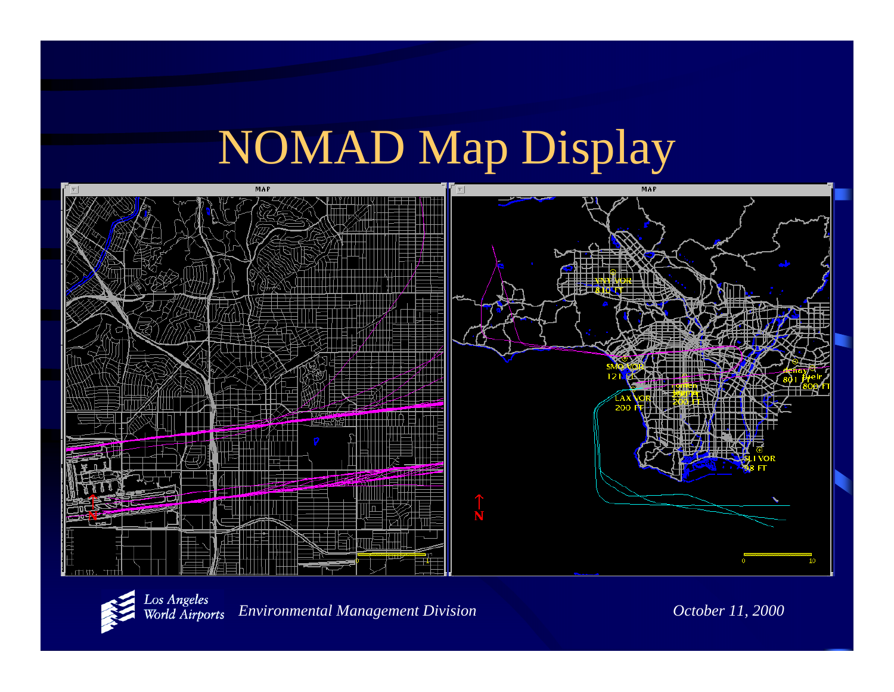# NOMAD Map Display

Los Angeles World Airports

*Environmental Management Division*

*October 11, 2000*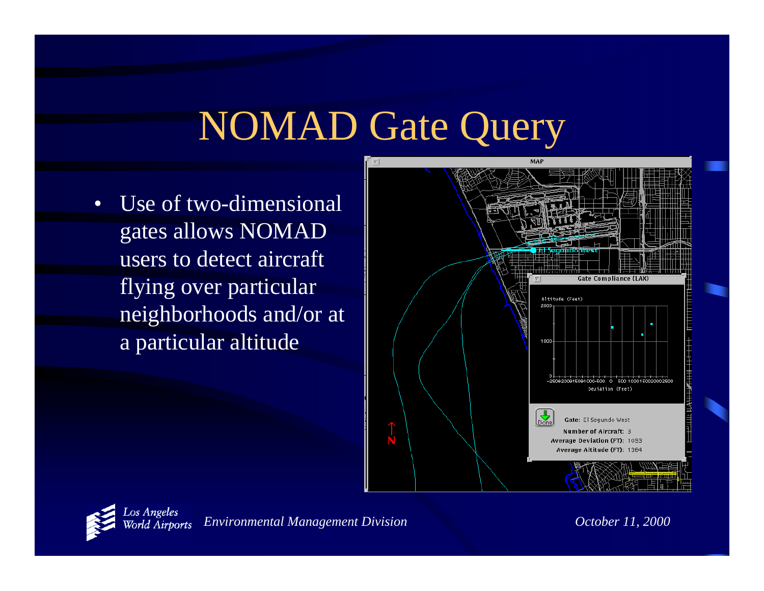# NOMAD Gate Query

- Use of two-dimensional gates allows NOMAD users to detect aircraft flying over particular neighborhoods and/or at a particular altitude

MAP

Gate Compliance (LAX)

Altitude (Feet)

Deviation (Feet)

Gate: El Segundo West

Number of Aircraft: 3

Average Deviation (FT): 1093

Average Altitude (FT): 1364

*Environmental Management Division*

*October 11, 2000*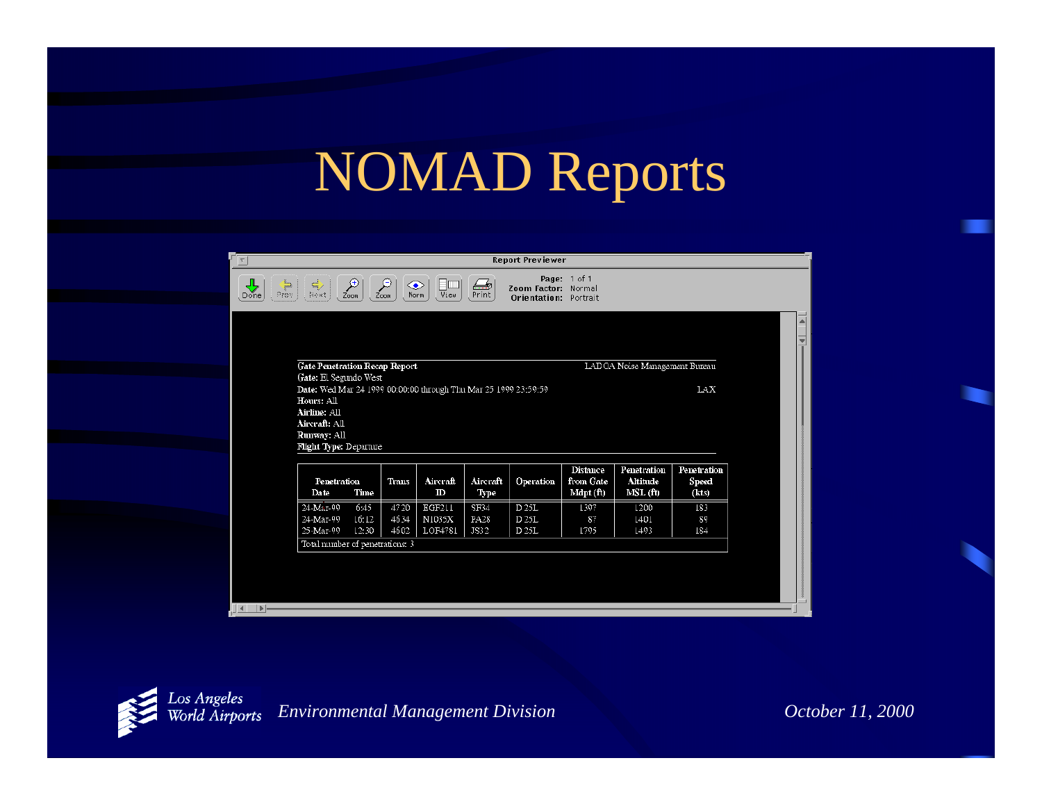# NOMAD Reports

**Report Previewer**

Page: 1 of 1
Zoom Factor: Normal
Orientation: Portrait

**Gate Penetration Recap Report** LADOA Noise Management Bureau

**Gate:** El Segundo West

**Date:** Wed Mar 24 1999 00:00:00 through Thu Mar 25 1999 23:59:59 LAX

**Hours:** All

**Airline:** All

**Aircraft:** All

**Runway:** All

**Flight Type:** Departure

| Penetration Date | Penetration Time | Trans | Aircraft ID | Aircraft Type | Operation | Distance from Gate Mdpt (ft) | Penetration Altitude MSL (ft) | Penetration Speed (kts) |
|---|---|---|---|---|---|---|---|---|
| 24-Mar-99 | 6:45 | 4720 | EGF211 | SF34 | D 25L | 1397 | 1200 | 183 |
| 24-Mar-99 | 16:12 | 4634 | N1035X | PA28 | D 25L | 87 | 1401 | 89 |
| 25-Mar-99 | 12:30 | 4602 | LOF4781 | JS32 | D 25L | 1795 | 1493 | 184 |

Total number of penetrations: 3

*Los Angeles World Airports* *Environmental Management Division* *October 11, 2000*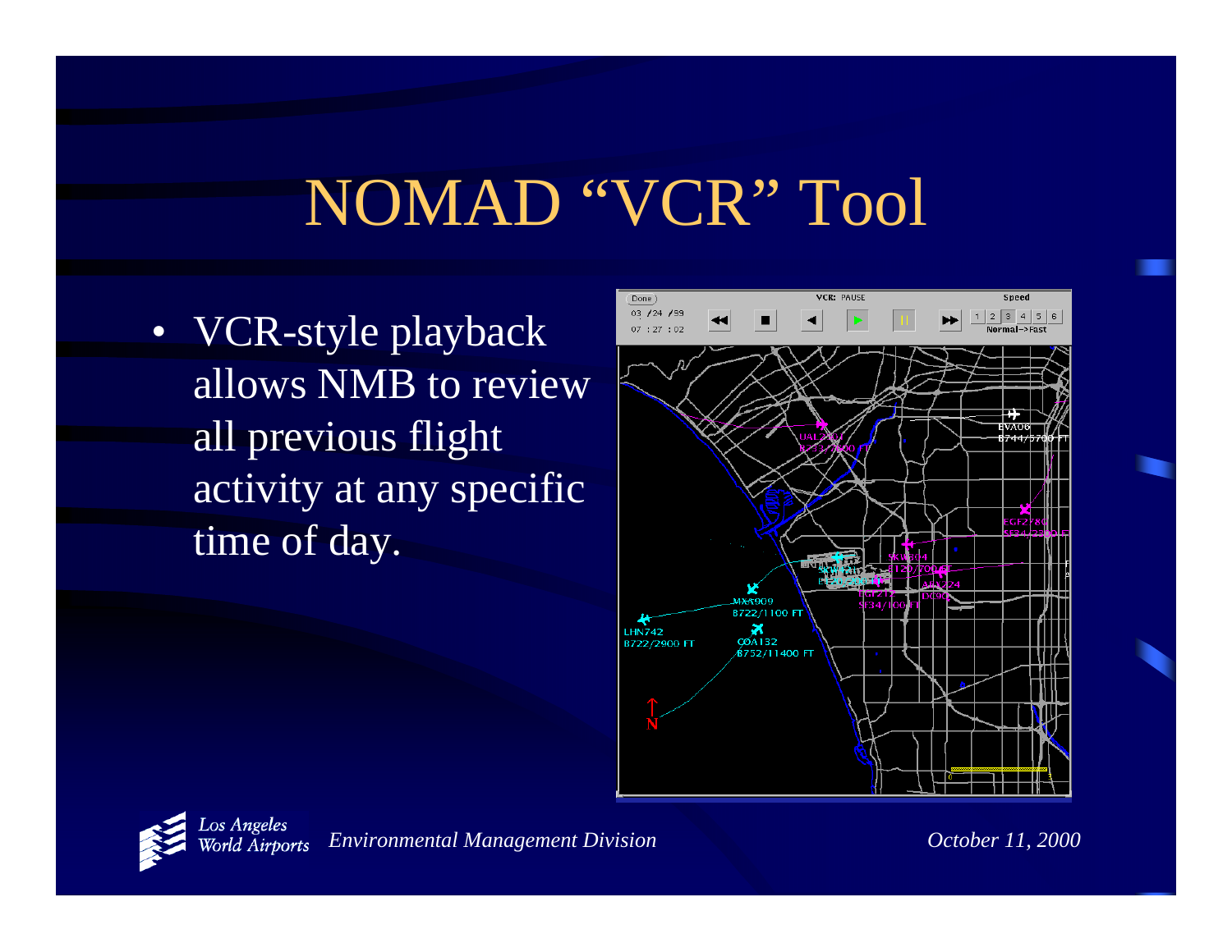# NOMAD "VCR" Tool

- VCR-style playback allows NMB to review all previous flight activity at any specific time of day.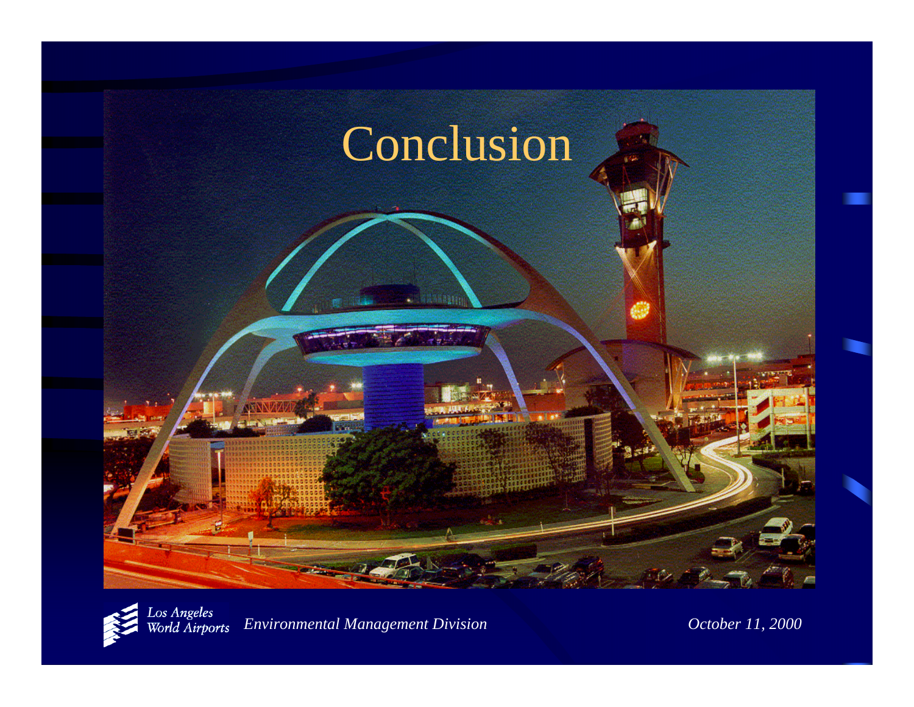# Conclusion

Los Angeles World Airports

*Environmental Management Division*

*October 11, 2000*